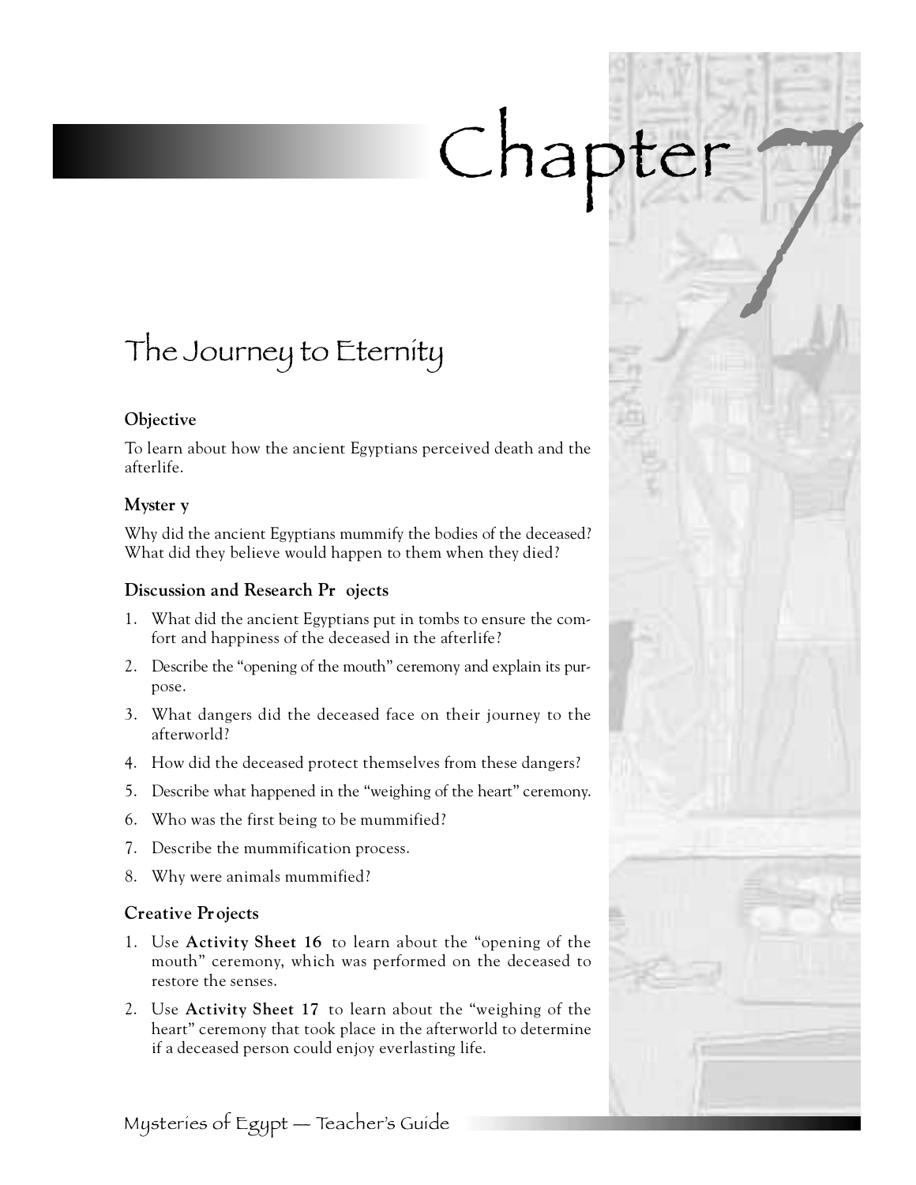# Chapter 7

## The Journey to Eternity

### Objective

To learn about how the ancient Egyptians perceived death and the afterlife.

### Mystery

Why did the ancient Egyptians mummify the bodies of the deceased? What did they believe would happen to them when they died?

### Discussion and Research Projects

1. What did the ancient Egyptians put in tombs to ensure the comfort and happiness of the deceased in the afterlife?
2. Describe the "opening of the mouth" ceremony and explain its purpose.
3. What dangers did the deceased face on their journey to the afterworld?
4. How did the deceased protect themselves from these dangers?
5. Describe what happened in the "weighing of the heart" ceremony.
6. Who was the first being to be mummified?
7. Describe the mummification process.
8. Why were animals mummified?

### Creative Projects

1. Use **Activity Sheet 16** to learn about the "opening of the mouth" ceremony, which was performed on the deceased to restore the senses.
2. Use **Activity Sheet 17** to learn about the "weighing of the heart" ceremony that took place in the afterworld to determine if a deceased person could enjoy everlasting life.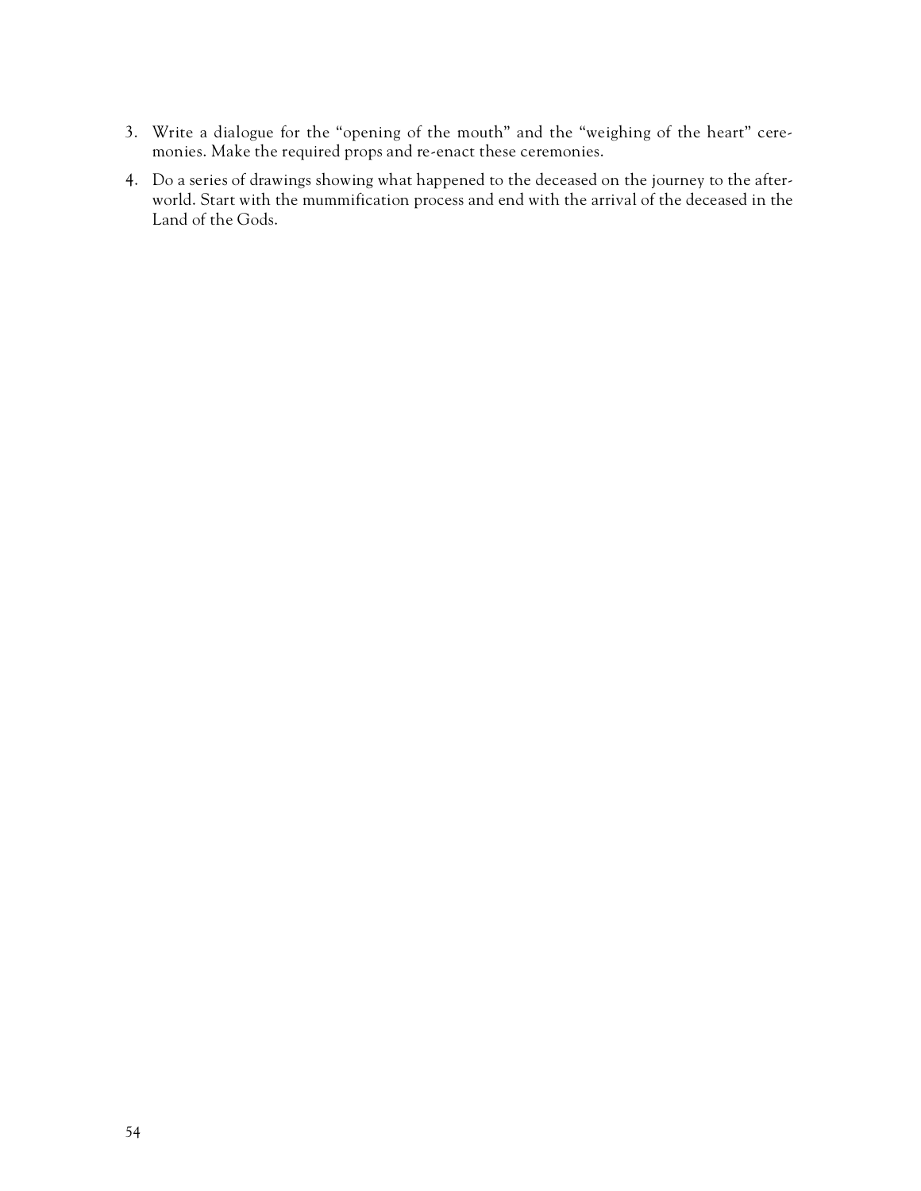3. Write a dialogue for the "opening of the mouth" and the "weighing of the heart" ceremonies. Make the required props and re-enact these ceremonies.
4. Do a series of drawings showing what happened to the deceased on the journey to the afterworld. Start with the mummification process and end with the arrival of the deceased in the Land of the Gods.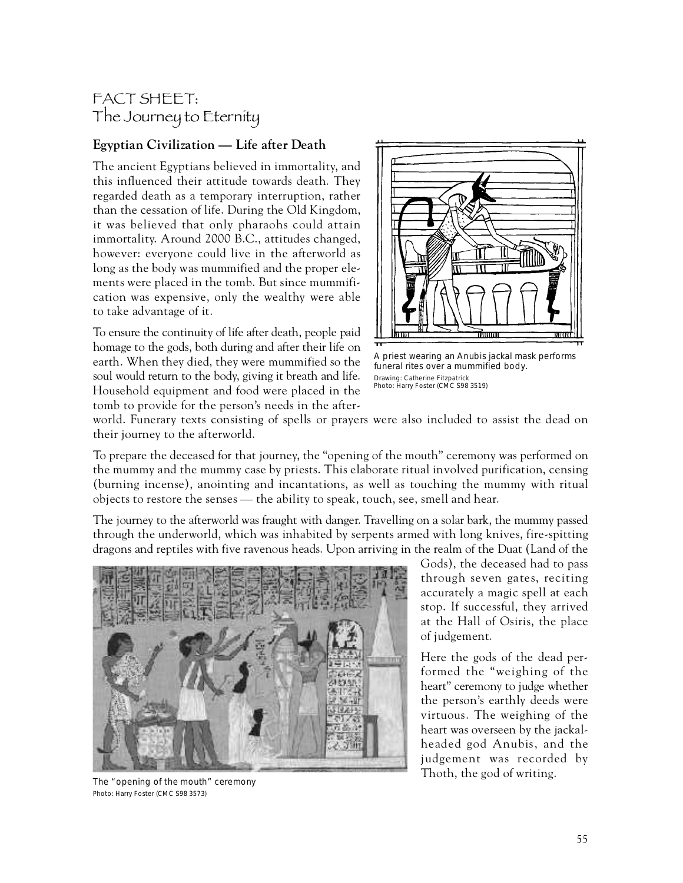# FACT SHEET: The Journey to Eternity

## Egyptian Civilization — Life after Death

The ancient Egyptians believed in immortality, and this influenced their attitude towards death. They regarded death as a temporary interruption, rather than the cessation of life. During the Old Kingdom, it was believed that only pharaohs could attain immortality. Around 2000 B.C., attitudes changed, however: everyone could live in the afterworld as long as the body was mummified and the proper elements were placed in the tomb. But since mummification was expensive, only the wealthy were able to take advantage of it.

To ensure the continuity of life after death, people paid homage to the gods, both during and after their life on earth. When they died, they were mummified so the soul would return to the body, giving it breath and life. Household equipment and food were placed in the tomb to provide for the person's needs in the afterworld. Funerary texts consisting of spells or prayers were also included to assist the dead on their journey to the afterworld.

A priest wearing an Anubis jackal mask performs funeral rites over a mummified body.
Drawing: Catherine Fitzpatrick
Photo: Harry Foster (CMC S98 3519)

To prepare the deceased for that journey, the "opening of the mouth" ceremony was performed on the mummy and the mummy case by priests. This elaborate ritual involved purification, censing (burning incense), anointing and incantations, as well as touching the mummy with ritual objects to restore the senses — the ability to speak, touch, see, smell and hear.

The journey to the afterworld was fraught with danger. Travelling on a solar bark, the mummy passed through the underworld, which was inhabited by serpents armed with long knives, fire-spitting dragons and reptiles with five ravenous heads. Upon arriving in the realm of the Duat (Land of the Gods), the deceased had to pass through seven gates, reciting accurately a magic spell at each stop. If successful, they arrived at the Hall of Osiris, the place of judgement.

Here the gods of the dead performed the "weighing of the heart" ceremony to judge whether the person's earthly deeds were virtuous. The weighing of the heart was overseen by the jackal-headed god Anubis, and the judgement was recorded by Thoth, the god of writing.

The "opening of the mouth" ceremony
Photo: Harry Foster (CMC S98 3573)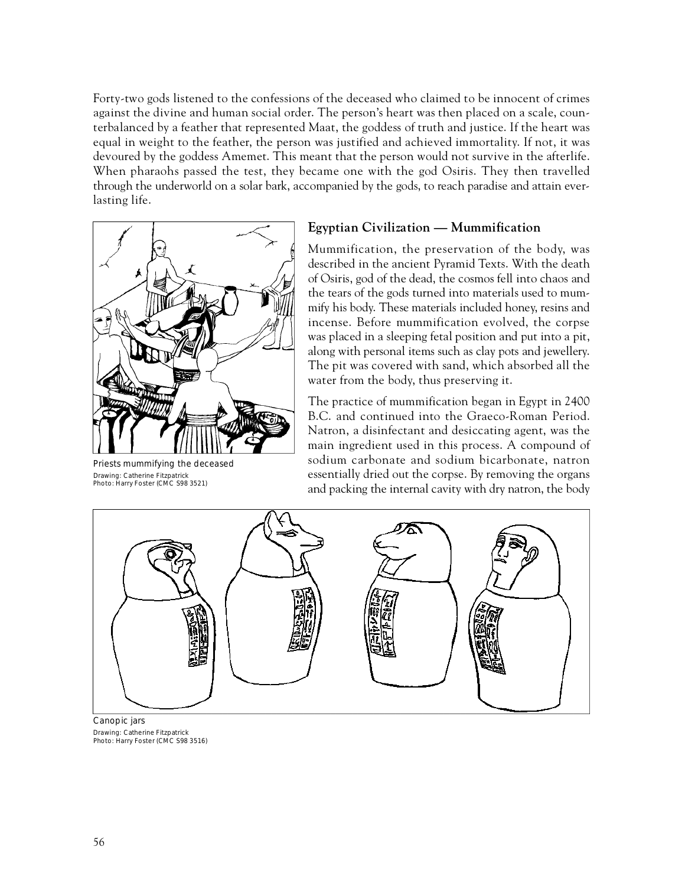Forty-two gods listened to the confessions of the deceased who claimed to be innocent of crimes against the divine and human social order. The person's heart was then placed on a scale, counterbalanced by a feather that represented Maat, the goddess of truth and justice. If the heart was equal in weight to the feather, the person was justified and achieved immortality. If not, it was devoured by the goddess Amemet. This meant that the person would not survive in the afterlife. When pharaohs passed the test, they became one with the god Osiris. They then travelled through the underworld on a solar bark, accompanied by the gods, to reach paradise and attain everlasting life.

Priests mummifying the deceased
Drawing: Catherine Fitzpatrick
Photo: Harry Foster (CMC S98 3521)

## Egyptian Civilization — Mummification

Mummification, the preservation of the body, was described in the ancient Pyramid Texts. With the death of Osiris, god of the dead, the cosmos fell into chaos and the tears of the gods turned into materials used to mummify his body. These materials included honey, resins and incense. Before mummification evolved, the corpse was placed in a sleeping fetal position and put into a pit, along with personal items such as clay pots and jewellery. The pit was covered with sand, which absorbed all the water from the body, thus preserving it.

The practice of mummification began in Egypt in 2400 B.C. and continued into the Graeco-Roman Period. Natron, a disinfectant and desiccating agent, was the main ingredient used in this process. A compound of sodium carbonate and sodium bicarbonate, natron essentially dried out the corpse. By removing the organs and packing the internal cavity with dry natron, the body

Canopic jars
Drawing: Catherine Fitzpatrick
Photo: Harry Foster (CMC S98 3516)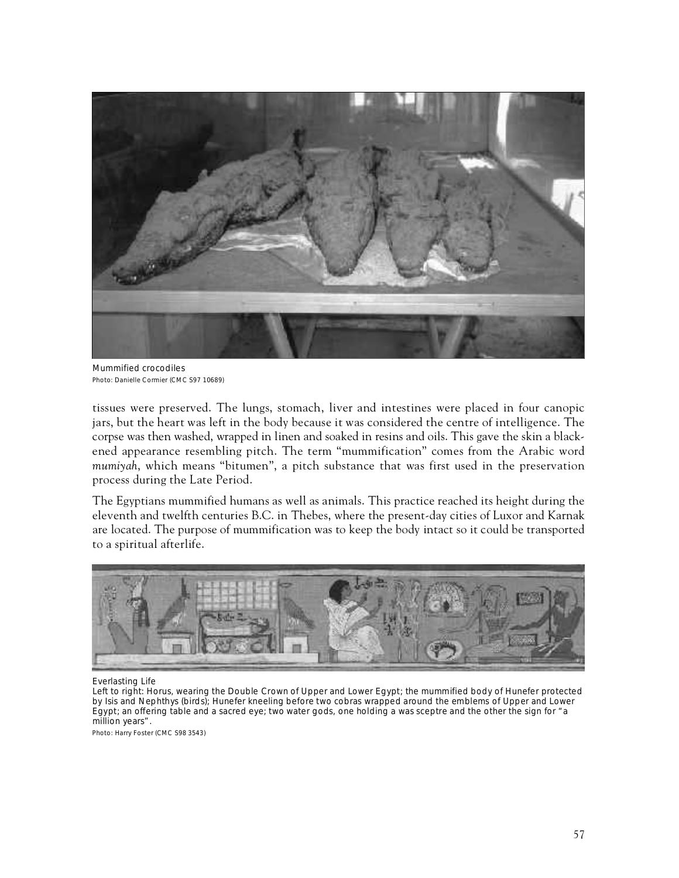Mummified crocodiles
Photo: Danielle Cormier (CMC S97 10689)

tissues were preserved. The lungs, stomach, liver and intestines were placed in four canopic jars, but the heart was left in the body because it was considered the centre of intelligence. The corpse was then washed, wrapped in linen and soaked in resins and oils. This gave the skin a blackened appearance resembling pitch. The term "mummification" comes from the Arabic word *mumiyah*, which means "bitumen", a pitch substance that was first used in the preservation process during the Late Period.

The Egyptians mummified humans as well as animals. This practice reached its height during the eleventh and twelfth centuries B.C. in Thebes, where the present-day cities of Luxor and Karnak are located. The purpose of mummification was to keep the body intact so it could be transported to a spiritual afterlife.

Everlasting Life
Left to right: Horus, wearing the Double Crown of Upper and Lower Egypt; the mummified body of Hunefer protected by Isis and Nephthys (birds); Hunefer kneeling before two cobras wrapped around the emblems of Upper and Lower Egypt; an offering table and a sacred eye; two water gods, one holding a was sceptre and the other the sign for "a million years".
Photo: Harry Foster (CMC S98 3543)